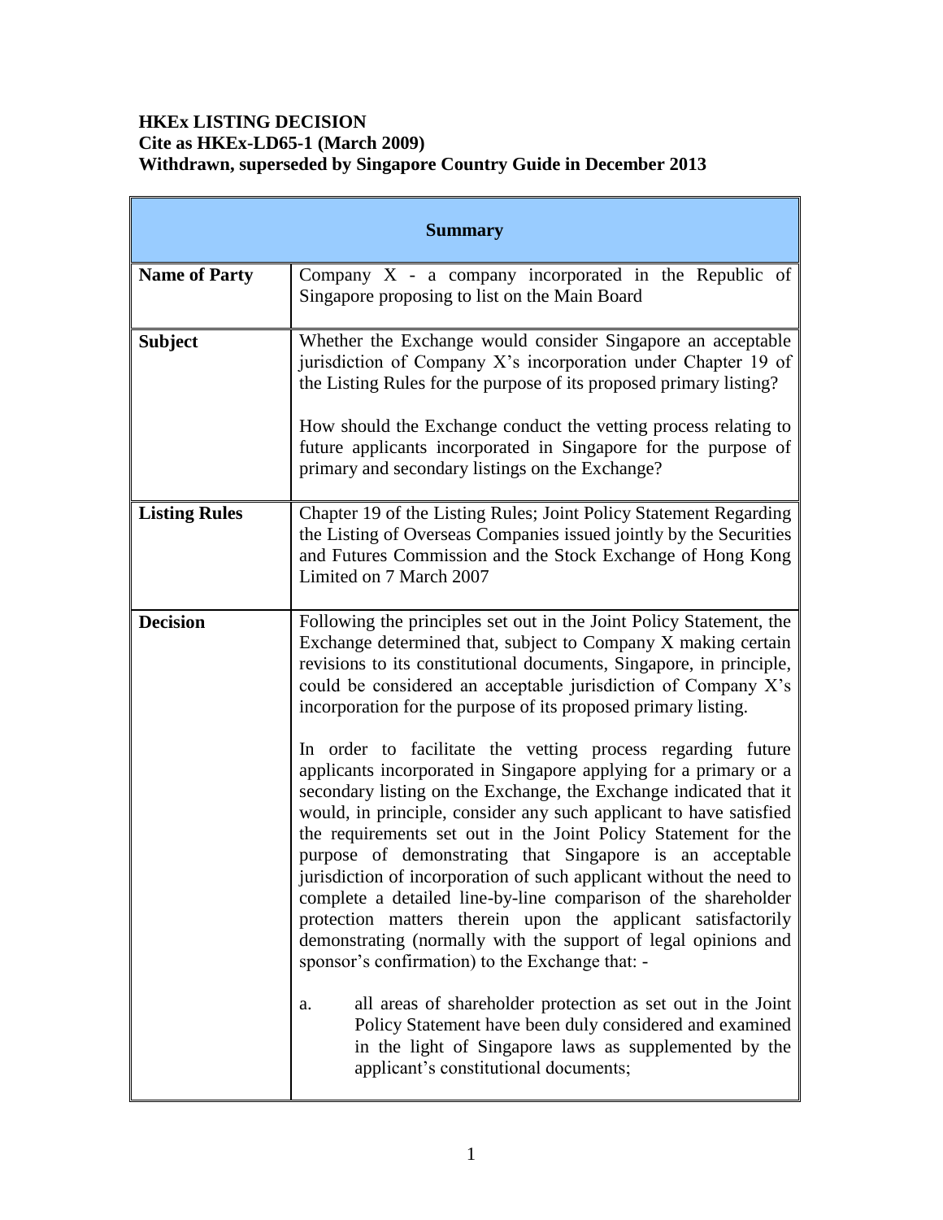**HKEx LISTING DECISION**
**Cite as HKEx-LD65-1 (March 2009)**
**Withdrawn, superseded by Singapore Country Guide in December 2013**

| **Summary** | |
|---|---|
| **Name of Party** | Company X - a company incorporated in the Republic of Singapore proposing to list on the Main Board |
| **Subject** | Whether the Exchange would consider Singapore an acceptable jurisdiction of Company X's incorporation under Chapter 19 of the Listing Rules for the purpose of its proposed primary listing?<br><br>How should the Exchange conduct the vetting process relating to future applicants incorporated in Singapore for the purpose of primary and secondary listings on the Exchange? |
| **Listing Rules** | Chapter 19 of the Listing Rules; Joint Policy Statement Regarding the Listing of Overseas Companies issued jointly by the Securities and Futures Commission and the Stock Exchange of Hong Kong Limited on 7 March 2007 |
| **Decision** | Following the principles set out in the Joint Policy Statement, the Exchange determined that, subject to Company X making certain revisions to its constitutional documents, Singapore, in principle, could be considered an acceptable jurisdiction of Company X's incorporation for the purpose of its proposed primary listing.<br><br>In order to facilitate the vetting process regarding future applicants incorporated in Singapore applying for a primary or a secondary listing on the Exchange, the Exchange indicated that it would, in principle, consider any such applicant to have satisfied the requirements set out in the Joint Policy Statement for the purpose of demonstrating that Singapore is an acceptable jurisdiction of incorporation of such applicant without the need to complete a detailed line-by-line comparison of the shareholder protection matters therein upon the applicant satisfactorily demonstrating (normally with the support of legal opinions and sponsor's confirmation) to the Exchange that: -<br><br>a. all areas of shareholder protection as set out in the Joint Policy Statement have been duly considered and examined in the light of Singapore laws as supplemented by the applicant's constitutional documents; |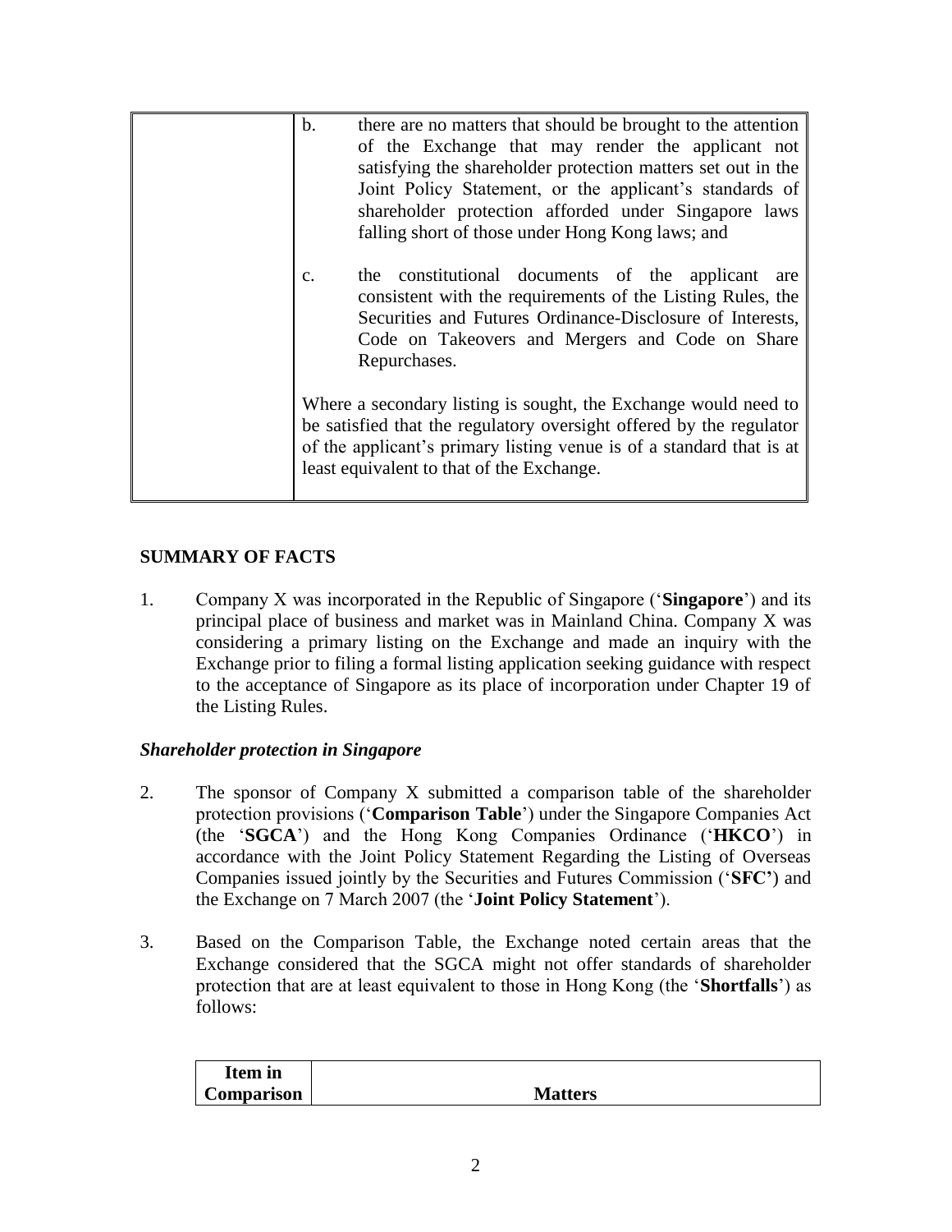| | b. there are no matters that should be brought to the attention of the Exchange that may render the applicant not satisfying the shareholder protection matters set out in the Joint Policy Statement, or the applicant's standards of shareholder protection afforded under Singapore laws falling short of those under Hong Kong laws; and<br><br>c. the constitutional documents of the applicant are consistent with the requirements of the Listing Rules, the Securities and Futures Ordinance-Disclosure of Interests, Code on Takeovers and Mergers and Code on Share Repurchases.<br><br>Where a secondary listing is sought, the Exchange would need to be satisfied that the regulatory oversight offered by the regulator of the applicant's primary listing venue is of a standard that is at least equivalent to that of the Exchange. |
|---|---|

## SUMMARY OF FACTS

1. Company X was incorporated in the Republic of Singapore ('**Singapore**') and its principal place of business and market was in Mainland China. Company X was considering a primary listing on the Exchange and made an inquiry with the Exchange prior to filing a formal listing application seeking guidance with respect to the acceptance of Singapore as its place of incorporation under Chapter 19 of the Listing Rules.

### *Shareholder protection in Singapore*

2. The sponsor of Company X submitted a comparison table of the shareholder protection provisions ('**Comparison Table**') under the Singapore Companies Act (the '**SGCA**') and the Hong Kong Companies Ordinance ('**HKCO**') in accordance with the Joint Policy Statement Regarding the Listing of Overseas Companies issued jointly by the Securities and Futures Commission ('**SFC'**) and the Exchange on 7 March 2007 (the '**Joint Policy Statement**').

3. Based on the Comparison Table, the Exchange noted certain areas that the Exchange considered that the SGCA might not offer standards of shareholder protection that are at least equivalent to those in Hong Kong (the '**Shortfalls**') as follows:

| Item in Comparison | Matters |
|---|---|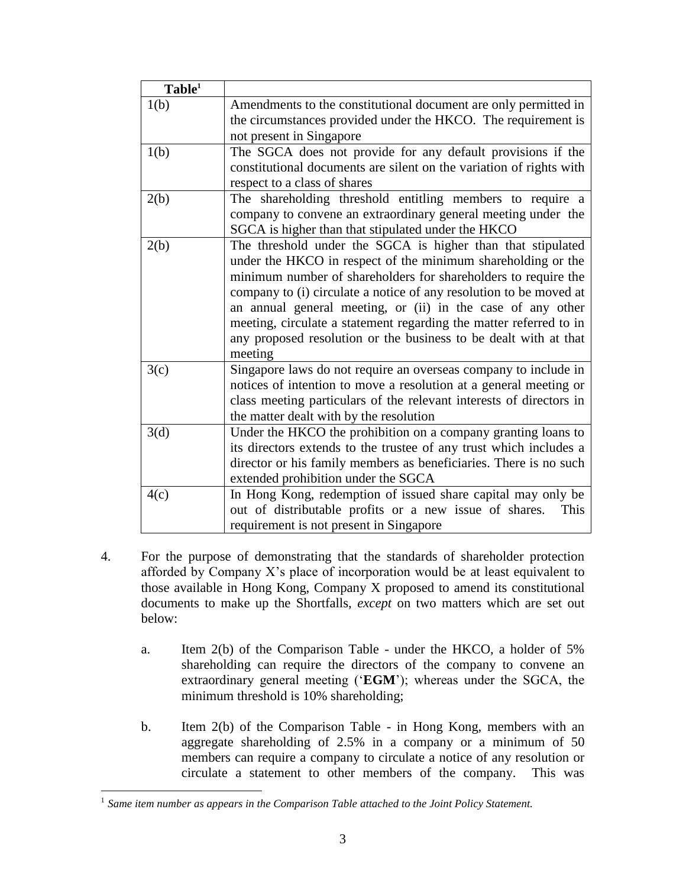| Table[1] | |
|---|---|
| 1(b) | Amendments to the constitutional document are only permitted in the circumstances provided under the HKCO. The requirement is not present in Singapore |
| 1(b) | The SGCA does not provide for any default provisions if the constitutional documents are silent on the variation of rights with respect to a class of shares |
| 2(b) | The shareholding threshold entitling members to require a company to convene an extraordinary general meeting under the SGCA is higher than that stipulated under the HKCO |
| 2(b) | The threshold under the SGCA is higher than that stipulated under the HKCO in respect of the minimum shareholding or the minimum number of shareholders for shareholders to require the company to (i) circulate a notice of any resolution to be moved at an annual general meeting, or (ii) in the case of any other meeting, circulate a statement regarding the matter referred to in any proposed resolution or the business to be dealt with at that meeting |
| 3(c) | Singapore laws do not require an overseas company to include in notices of intention to move a resolution at a general meeting or class meeting particulars of the relevant interests of directors in the matter dealt with by the resolution |
| 3(d) | Under the HKCO the prohibition on a company granting loans to its directors extends to the trustee of any trust which includes a director or his family members as beneficiaries. There is no such extended prohibition under the SGCA |
| 4(c) | In Hong Kong, redemption of issued share capital may only be out of distributable profits or a new issue of shares. This requirement is not present in Singapore |

4. For the purpose of demonstrating that the standards of shareholder protection afforded by Company X's place of incorporation would be at least equivalent to those available in Hong Kong, Company X proposed to amend its constitutional documents to make up the Shortfalls, *except* on two matters which are set out below:

   a. Item 2(b) of the Comparison Table - under the HKCO, a holder of 5% shareholding can require the directors of the company to convene an extraordinary general meeting ('**EGM**'); whereas under the SGCA, the minimum threshold is 10% shareholding;

   b. Item 2(b) of the Comparison Table - in Hong Kong, members with an aggregate shareholding of 2.5% in a company or a minimum of 50 members can require a company to circulate a notice of any resolution or circulate a statement to other members of the company. This was

[1] *Same item number as appears in the Comparison Table attached to the Joint Policy Statement.*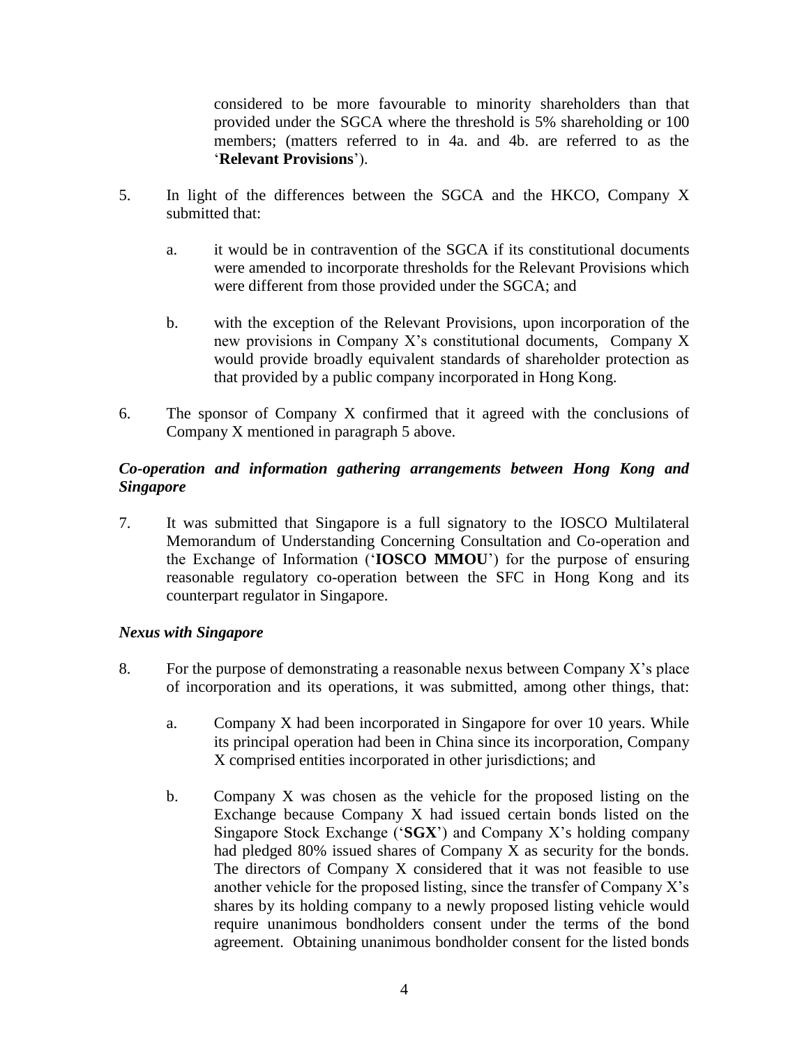considered to be more favourable to minority shareholders than that provided under the SGCA where the threshold is 5% shareholding or 100 members; (matters referred to in 4a. and 4b. are referred to as the '**Relevant Provisions**').

5. In light of the differences between the SGCA and the HKCO, Company X submitted that:

   a. it would be in contravention of the SGCA if its constitutional documents were amended to incorporate thresholds for the Relevant Provisions which were different from those provided under the SGCA; and

   b. with the exception of the Relevant Provisions, upon incorporation of the new provisions in Company X's constitutional documents, Company X would provide broadly equivalent standards of shareholder protection as that provided by a public company incorporated in Hong Kong.

6. The sponsor of Company X confirmed that it agreed with the conclusions of Company X mentioned in paragraph 5 above.

***Co-operation and information gathering arrangements between Hong Kong and Singapore***

7. It was submitted that Singapore is a full signatory to the IOSCO Multilateral Memorandum of Understanding Concerning Consultation and Co-operation and the Exchange of Information ('**IOSCO MMOU**') for the purpose of ensuring reasonable regulatory co-operation between the SFC in Hong Kong and its counterpart regulator in Singapore.

***Nexus with Singapore***

8. For the purpose of demonstrating a reasonable nexus between Company X's place of incorporation and its operations, it was submitted, among other things, that:

   a. Company X had been incorporated in Singapore for over 10 years. While its principal operation had been in China since its incorporation, Company X comprised entities incorporated in other jurisdictions; and

   b. Company X was chosen as the vehicle for the proposed listing on the Exchange because Company X had issued certain bonds listed on the Singapore Stock Exchange ('**SGX**') and Company X's holding company had pledged 80% issued shares of Company X as security for the bonds. The directors of Company X considered that it was not feasible to use another vehicle for the proposed listing, since the transfer of Company X's shares by its holding company to a newly proposed listing vehicle would require unanimous bondholders consent under the terms of the bond agreement. Obtaining unanimous bondholder consent for the listed bonds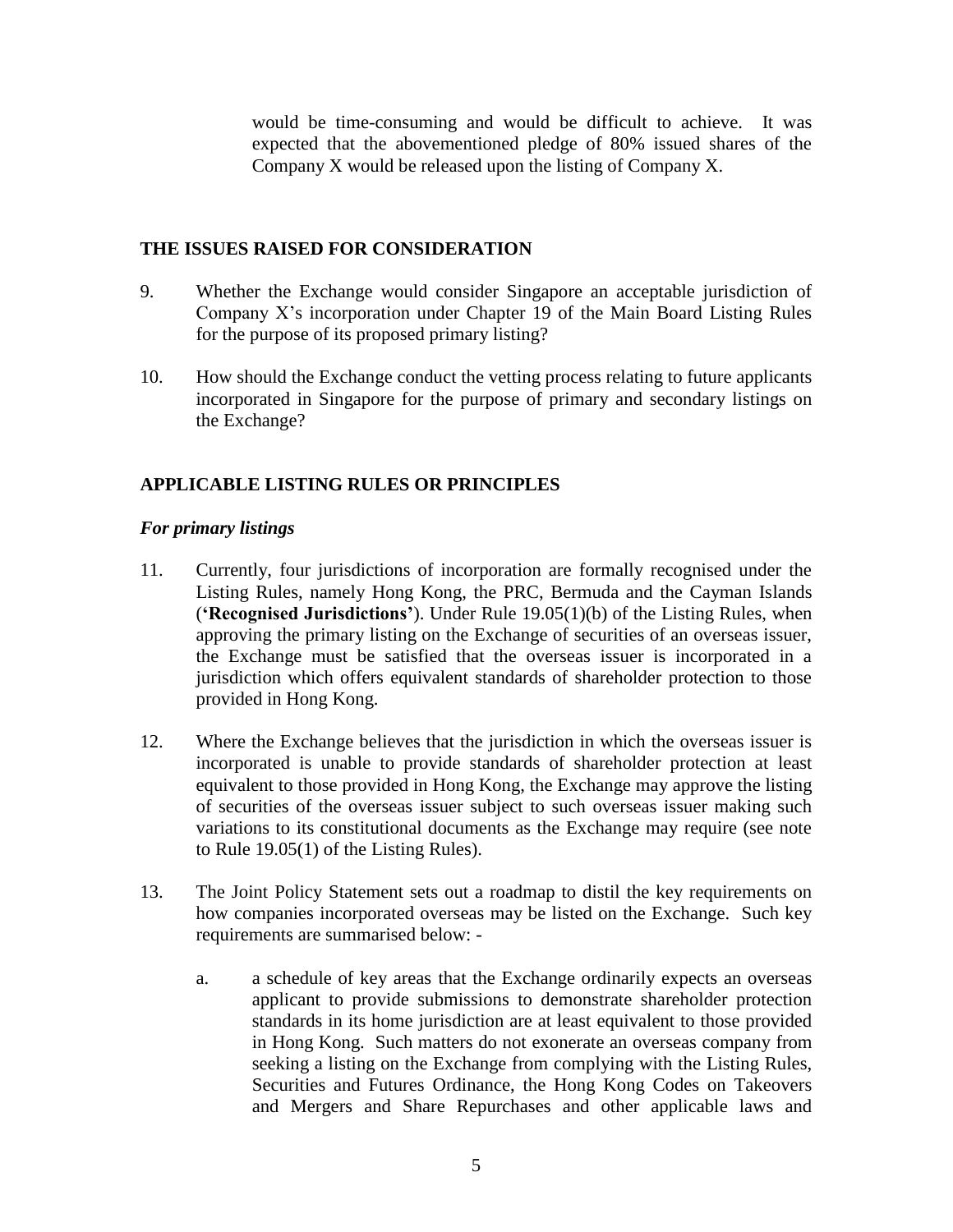would be time-consuming and would be difficult to achieve. It was expected that the abovementioned pledge of 80% issued shares of the Company X would be released upon the listing of Company X.

## THE ISSUES RAISED FOR CONSIDERATION

9. Whether the Exchange would consider Singapore an acceptable jurisdiction of Company X's incorporation under Chapter 19 of the Main Board Listing Rules for the purpose of its proposed primary listing?

10. How should the Exchange conduct the vetting process relating to future applicants incorporated in Singapore for the purpose of primary and secondary listings on the Exchange?

## APPLICABLE LISTING RULES OR PRINCIPLES

### *For primary listings*

11. Currently, four jurisdictions of incorporation are formally recognised under the Listing Rules, namely Hong Kong, the PRC, Bermuda and the Cayman Islands ('**Recognised Jurisdictions**'). Under Rule 19.05(1)(b) of the Listing Rules, when approving the primary listing on the Exchange of securities of an overseas issuer, the Exchange must be satisfied that the overseas issuer is incorporated in a jurisdiction which offers equivalent standards of shareholder protection to those provided in Hong Kong.

12. Where the Exchange believes that the jurisdiction in which the overseas issuer is incorporated is unable to provide standards of shareholder protection at least equivalent to those provided in Hong Kong, the Exchange may approve the listing of securities of the overseas issuer subject to such overseas issuer making such variations to its constitutional documents as the Exchange may require (see note to Rule 19.05(1) of the Listing Rules).

13. The Joint Policy Statement sets out a roadmap to distil the key requirements on how companies incorporated overseas may be listed on the Exchange. Such key requirements are summarised below: -

    a. a schedule of key areas that the Exchange ordinarily expects an overseas applicant to provide submissions to demonstrate shareholder protection standards in its home jurisdiction are at least equivalent to those provided in Hong Kong. Such matters do not exonerate an overseas company from seeking a listing on the Exchange from complying with the Listing Rules, Securities and Futures Ordinance, the Hong Kong Codes on Takeovers and Mergers and Share Repurchases and other applicable laws and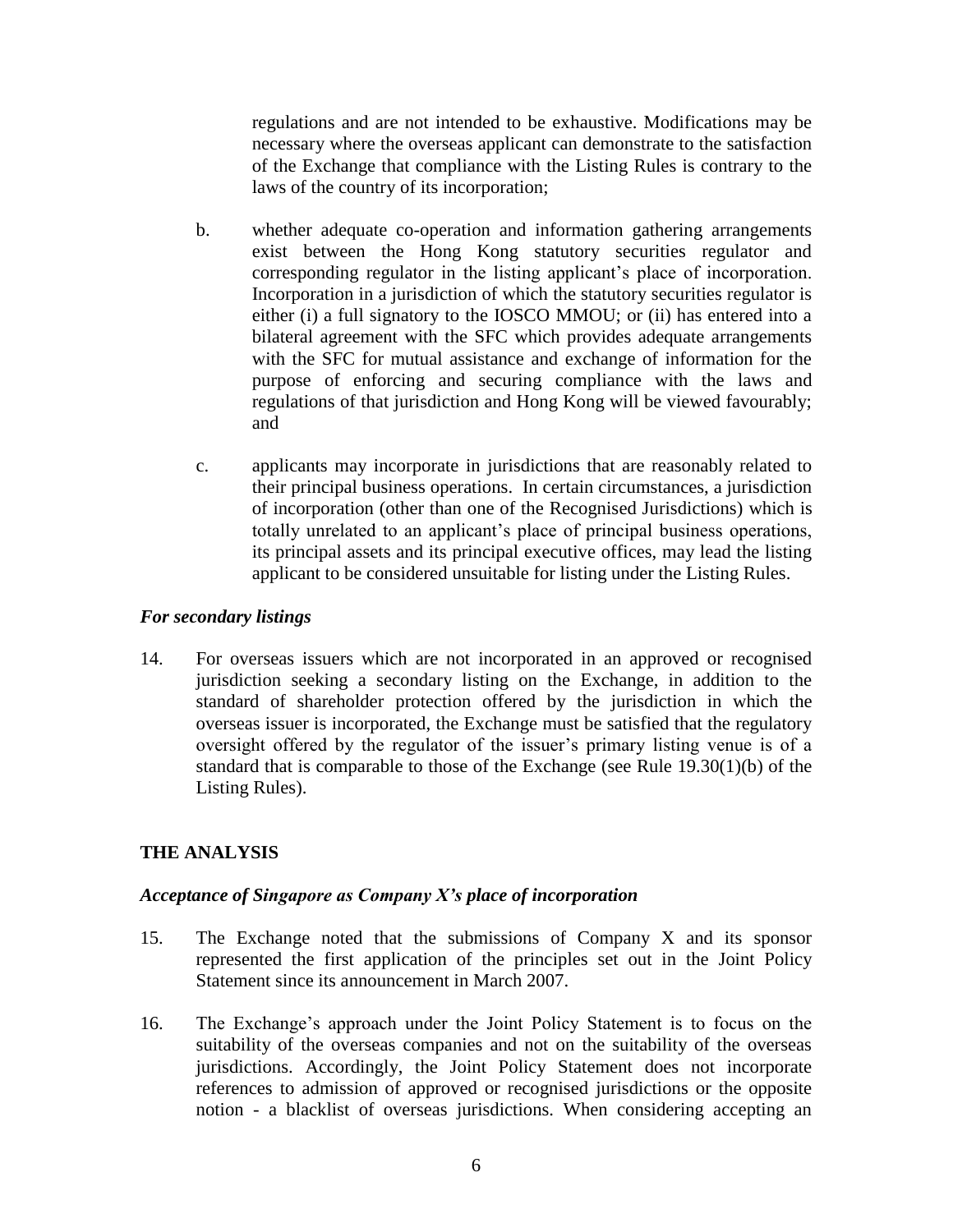regulations and are not intended to be exhaustive. Modifications may be necessary where the overseas applicant can demonstrate to the satisfaction of the Exchange that compliance with the Listing Rules is contrary to the laws of the country of its incorporation;

b. whether adequate co-operation and information gathering arrangements exist between the Hong Kong statutory securities regulator and corresponding regulator in the listing applicant's place of incorporation. Incorporation in a jurisdiction of which the statutory securities regulator is either (i) a full signatory to the IOSCO MMOU; or (ii) has entered into a bilateral agreement with the SFC which provides adequate arrangements with the SFC for mutual assistance and exchange of information for the purpose of enforcing and securing compliance with the laws and regulations of that jurisdiction and Hong Kong will be viewed favourably; and

c. applicants may incorporate in jurisdictions that are reasonably related to their principal business operations. In certain circumstances, a jurisdiction of incorporation (other than one of the Recognised Jurisdictions) which is totally unrelated to an applicant's place of principal business operations, its principal assets and its principal executive offices, may lead the listing applicant to be considered unsuitable for listing under the Listing Rules.

*For secondary listings*

14. For overseas issuers which are not incorporated in an approved or recognised jurisdiction seeking a secondary listing on the Exchange, in addition to the standard of shareholder protection offered by the jurisdiction in which the overseas issuer is incorporated, the Exchange must be satisfied that the regulatory oversight offered by the regulator of the issuer's primary listing venue is of a standard that is comparable to those of the Exchange (see Rule 19.30(1)(b) of the Listing Rules).

## THE ANALYSIS

*Acceptance of Singapore as Company X's place of incorporation*

15. The Exchange noted that the submissions of Company X and its sponsor represented the first application of the principles set out in the Joint Policy Statement since its announcement in March 2007.

16. The Exchange's approach under the Joint Policy Statement is to focus on the suitability of the overseas companies and not on the suitability of the overseas jurisdictions. Accordingly, the Joint Policy Statement does not incorporate references to admission of approved or recognised jurisdictions or the opposite notion - a blacklist of overseas jurisdictions. When considering accepting an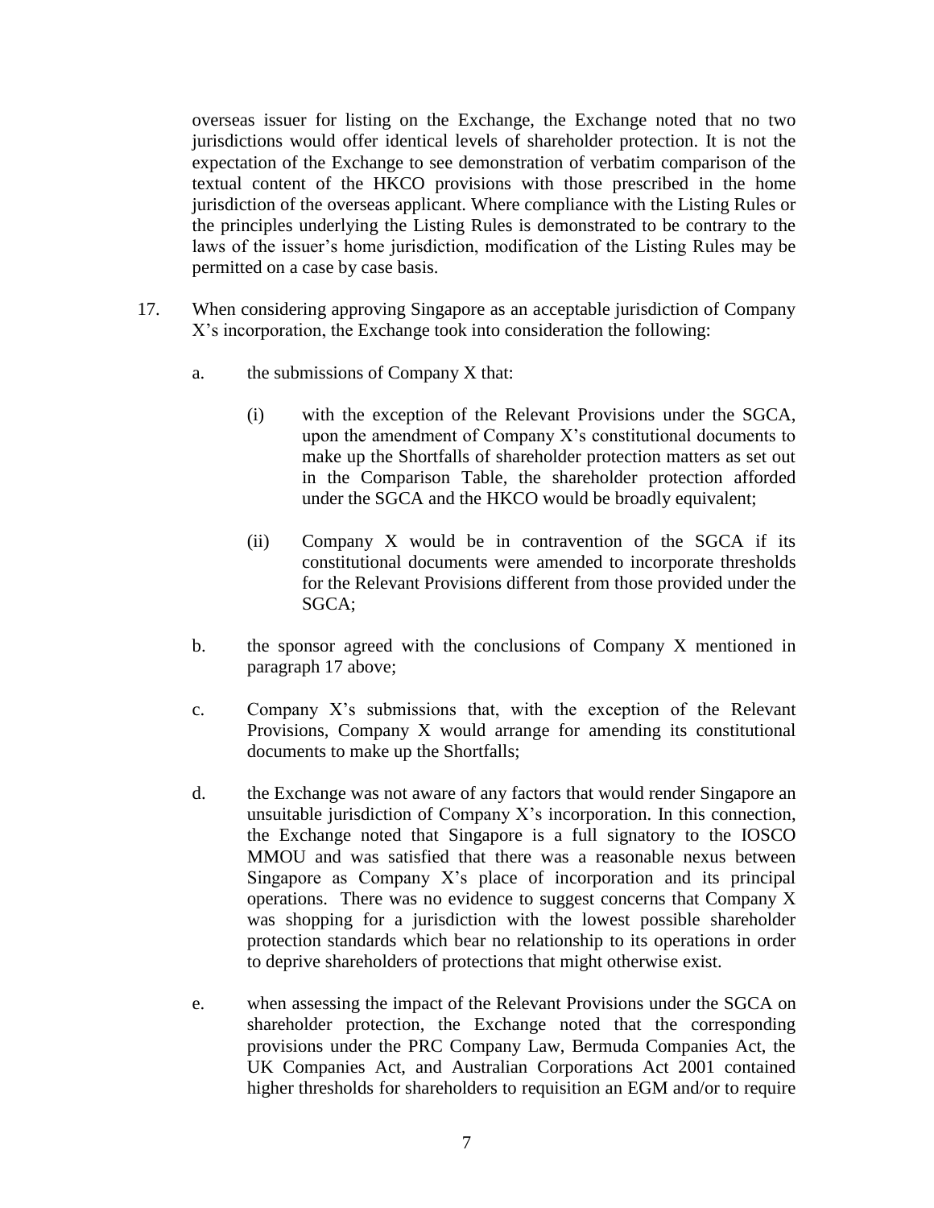overseas issuer for listing on the Exchange, the Exchange noted that no two jurisdictions would offer identical levels of shareholder protection. It is not the expectation of the Exchange to see demonstration of verbatim comparison of the textual content of the HKCO provisions with those prescribed in the home jurisdiction of the overseas applicant. Where compliance with the Listing Rules or the principles underlying the Listing Rules is demonstrated to be contrary to the laws of the issuer's home jurisdiction, modification of the Listing Rules may be permitted on a case by case basis.

17. When considering approving Singapore as an acceptable jurisdiction of Company X's incorporation, the Exchange took into consideration the following:

   a. the submissions of Company X that:

      (i) with the exception of the Relevant Provisions under the SGCA, upon the amendment of Company X's constitutional documents to make up the Shortfalls of shareholder protection matters as set out in the Comparison Table, the shareholder protection afforded under the SGCA and the HKCO would be broadly equivalent;

      (ii) Company X would be in contravention of the SGCA if its constitutional documents were amended to incorporate thresholds for the Relevant Provisions different from those provided under the SGCA;

   b. the sponsor agreed with the conclusions of Company X mentioned in paragraph 17 above;

   c. Company X's submissions that, with the exception of the Relevant Provisions, Company X would arrange for amending its constitutional documents to make up the Shortfalls;

   d. the Exchange was not aware of any factors that would render Singapore an unsuitable jurisdiction of Company X's incorporation. In this connection, the Exchange noted that Singapore is a full signatory to the IOSCO MMOU and was satisfied that there was a reasonable nexus between Singapore as Company X's place of incorporation and its principal operations. There was no evidence to suggest concerns that Company X was shopping for a jurisdiction with the lowest possible shareholder protection standards which bear no relationship to its operations in order to deprive shareholders of protections that might otherwise exist.

   e. when assessing the impact of the Relevant Provisions under the SGCA on shareholder protection, the Exchange noted that the corresponding provisions under the PRC Company Law, Bermuda Companies Act, the UK Companies Act, and Australian Corporations Act 2001 contained higher thresholds for shareholders to requisition an EGM and/or to require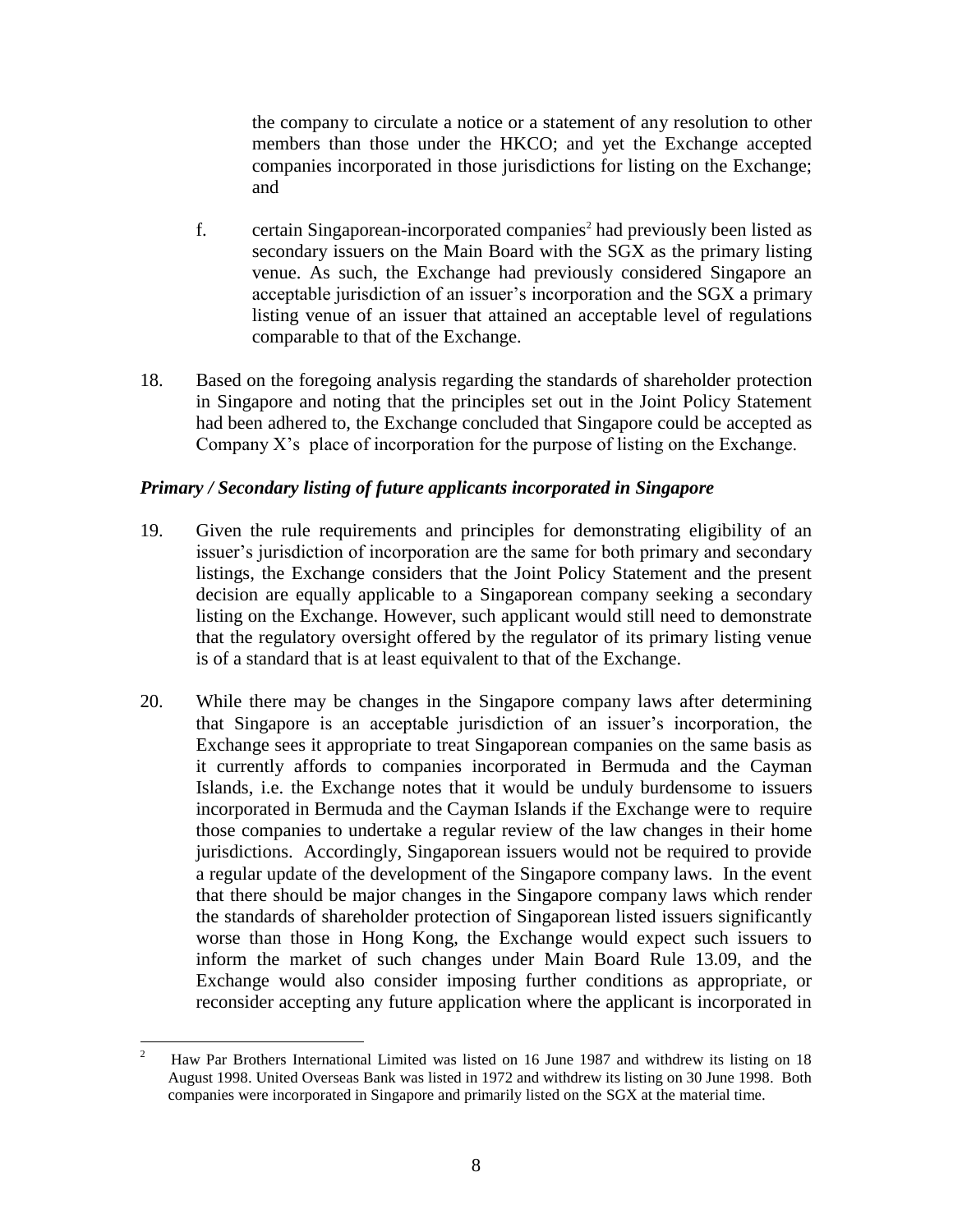the company to circulate a notice or a statement of any resolution to other members than those under the HKCO; and yet the Exchange accepted companies incorporated in those jurisdictions for listing on the Exchange; and

f. certain Singaporean-incorporated companies[2] had previously been listed as secondary issuers on the Main Board with the SGX as the primary listing venue. As such, the Exchange had previously considered Singapore an acceptable jurisdiction of an issuer's incorporation and the SGX a primary listing venue of an issuer that attained an acceptable level of regulations comparable to that of the Exchange.

18. Based on the foregoing analysis regarding the standards of shareholder protection in Singapore and noting that the principles set out in the Joint Policy Statement had been adhered to, the Exchange concluded that Singapore could be accepted as Company X's place of incorporation for the purpose of listing on the Exchange.

***Primary / Secondary listing of future applicants incorporated in Singapore***

19. Given the rule requirements and principles for demonstrating eligibility of an issuer's jurisdiction of incorporation are the same for both primary and secondary listings, the Exchange considers that the Joint Policy Statement and the present decision are equally applicable to a Singaporean company seeking a secondary listing on the Exchange. However, such applicant would still need to demonstrate that the regulatory oversight offered by the regulator of its primary listing venue is of a standard that is at least equivalent to that of the Exchange.

20. While there may be changes in the Singapore company laws after determining that Singapore is an acceptable jurisdiction of an issuer's incorporation, the Exchange sees it appropriate to treat Singaporean companies on the same basis as it currently affords to companies incorporated in Bermuda and the Cayman Islands, i.e. the Exchange notes that it would be unduly burdensome to issuers incorporated in Bermuda and the Cayman Islands if the Exchange were to require those companies to undertake a regular review of the law changes in their home jurisdictions. Accordingly, Singaporean issuers would not be required to provide a regular update of the development of the Singapore company laws. In the event that there should be major changes in the Singapore company laws which render the standards of shareholder protection of Singaporean listed issuers significantly worse than those in Hong Kong, the Exchange would expect such issuers to inform the market of such changes under Main Board Rule 13.09, and the Exchange would also consider imposing further conditions as appropriate, or reconsider accepting any future application where the applicant is incorporated in

---

[2] Haw Par Brothers International Limited was listed on 16 June 1987 and withdrew its listing on 18 August 1998. United Overseas Bank was listed in 1972 and withdrew its listing on 30 June 1998. Both companies were incorporated in Singapore and primarily listed on the SGX at the material time.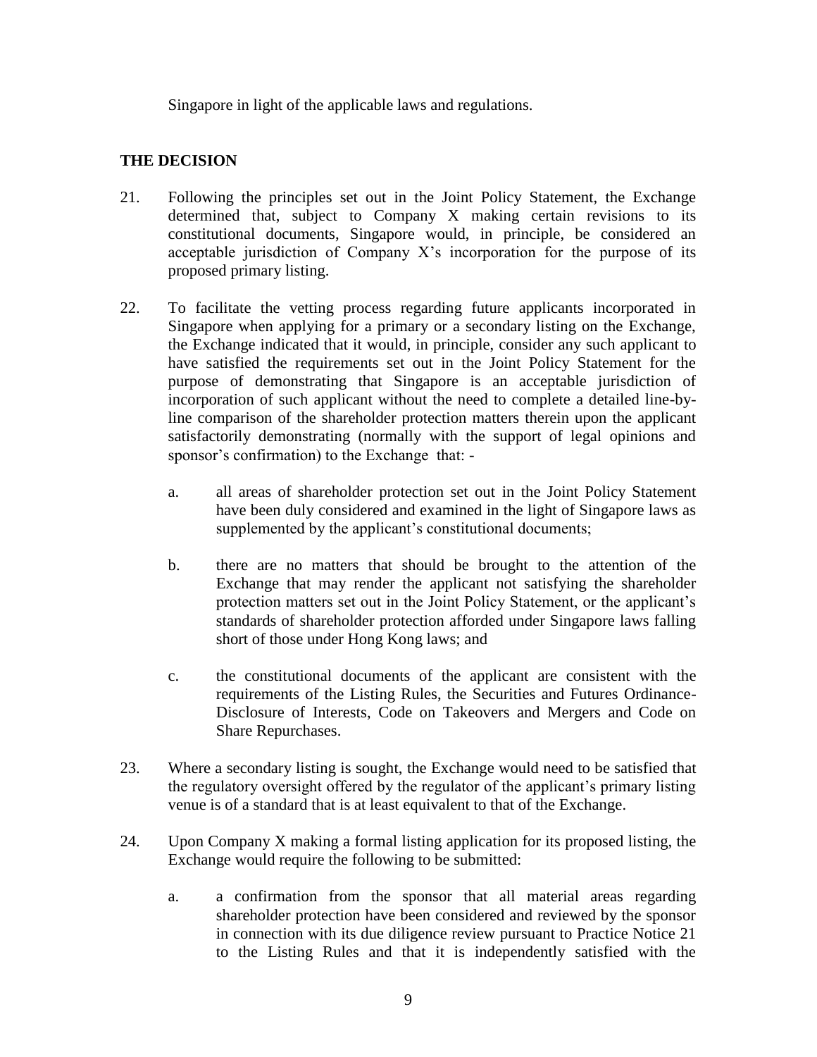Singapore in light of the applicable laws and regulations.

## THE DECISION

21. Following the principles set out in the Joint Policy Statement, the Exchange determined that, subject to Company X making certain revisions to its constitutional documents, Singapore would, in principle, be considered an acceptable jurisdiction of Company X's incorporation for the purpose of its proposed primary listing.

22. To facilitate the vetting process regarding future applicants incorporated in Singapore when applying for a primary or a secondary listing on the Exchange, the Exchange indicated that it would, in principle, consider any such applicant to have satisfied the requirements set out in the Joint Policy Statement for the purpose of demonstrating that Singapore is an acceptable jurisdiction of incorporation of such applicant without the need to complete a detailed line-by-line comparison of the shareholder protection matters therein upon the applicant satisfactorily demonstrating (normally with the support of legal opinions and sponsor's confirmation) to the Exchange that: -

    a. all areas of shareholder protection set out in the Joint Policy Statement have been duly considered and examined in the light of Singapore laws as supplemented by the applicant's constitutional documents;

    b. there are no matters that should be brought to the attention of the Exchange that may render the applicant not satisfying the shareholder protection matters set out in the Joint Policy Statement, or the applicant's standards of shareholder protection afforded under Singapore laws falling short of those under Hong Kong laws; and

    c. the constitutional documents of the applicant are consistent with the requirements of the Listing Rules, the Securities and Futures Ordinance-Disclosure of Interests, Code on Takeovers and Mergers and Code on Share Repurchases.

23. Where a secondary listing is sought, the Exchange would need to be satisfied that the regulatory oversight offered by the regulator of the applicant's primary listing venue is of a standard that is at least equivalent to that of the Exchange.

24. Upon Company X making a formal listing application for its proposed listing, the Exchange would require the following to be submitted:

    a. a confirmation from the sponsor that all material areas regarding shareholder protection have been considered and reviewed by the sponsor in connection with its due diligence review pursuant to Practice Notice 21 to the Listing Rules and that it is independently satisfied with the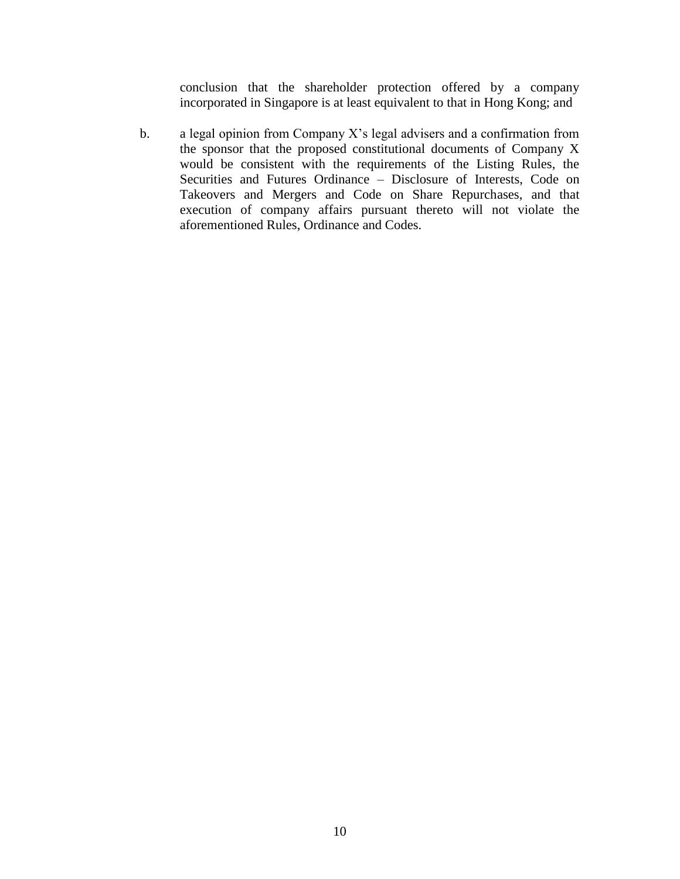conclusion that the shareholder protection offered by a company incorporated in Singapore is at least equivalent to that in Hong Kong; and

b. a legal opinion from Company X's legal advisers and a confirmation from the sponsor that the proposed constitutional documents of Company X would be consistent with the requirements of the Listing Rules, the Securities and Futures Ordinance – Disclosure of Interests, Code on Takeovers and Mergers and Code on Share Repurchases, and that execution of company affairs pursuant thereto will not violate the aforementioned Rules, Ordinance and Codes.